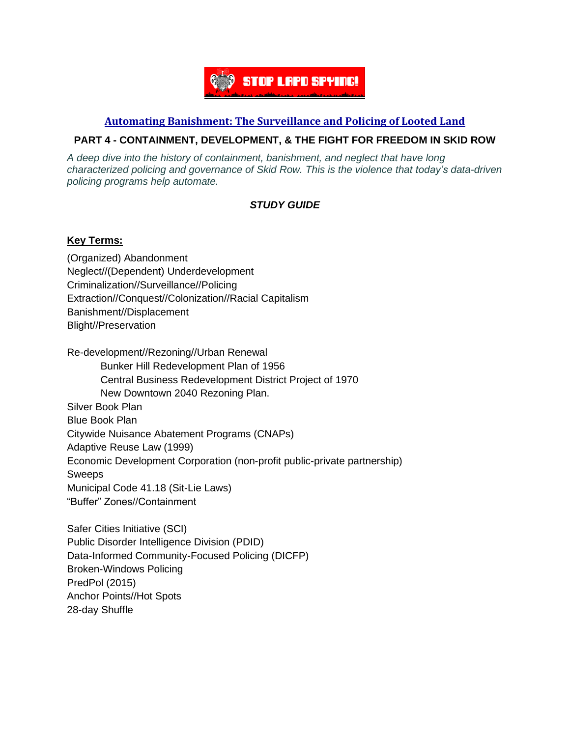STOP LAPD SPYING!

## [Automating Banishment: The Surveillance and Policing of Looted Land]

### PART 4 - CONTAINMENT, DEVELOPMENT, & THE FIGHT FOR FREEDOM IN SKID ROW

*A deep dive into the history of containment, banishment, and neglect that have long characterized policing and governance of Skid Row. This is the violence that today's data-driven policing programs help automate.*

***STUDY GUIDE***

**Key Terms:**

(Organized) Abandonment
Neglect//(Dependent) Underdevelopment
Criminalization//Surveillance//Policing
Extraction//Conquest//Colonization//Racial Capitalism
Banishment//Displacement
Blight//Preservation

Re-development//Rezoning//Urban Renewal
- Bunker Hill Redevelopment Plan of 1956
- Central Business Redevelopment District Project of 1970
- New Downtown 2040 Rezoning Plan.

Silver Book Plan
Blue Book Plan
Citywide Nuisance Abatement Programs (CNAPs)
Adaptive Reuse Law (1999)
Economic Development Corporation (non-profit public-private partnership)
Sweeps
Municipal Code 41.18 (Sit-Lie Laws)
"Buffer" Zones//Containment

Safer Cities Initiative (SCI)
Public Disorder Intelligence Division (PDID)
Data-Informed Community-Focused Policing (DICFP)
Broken-Windows Policing
PredPol (2015)
Anchor Points//Hot Spots
28-day Shuffle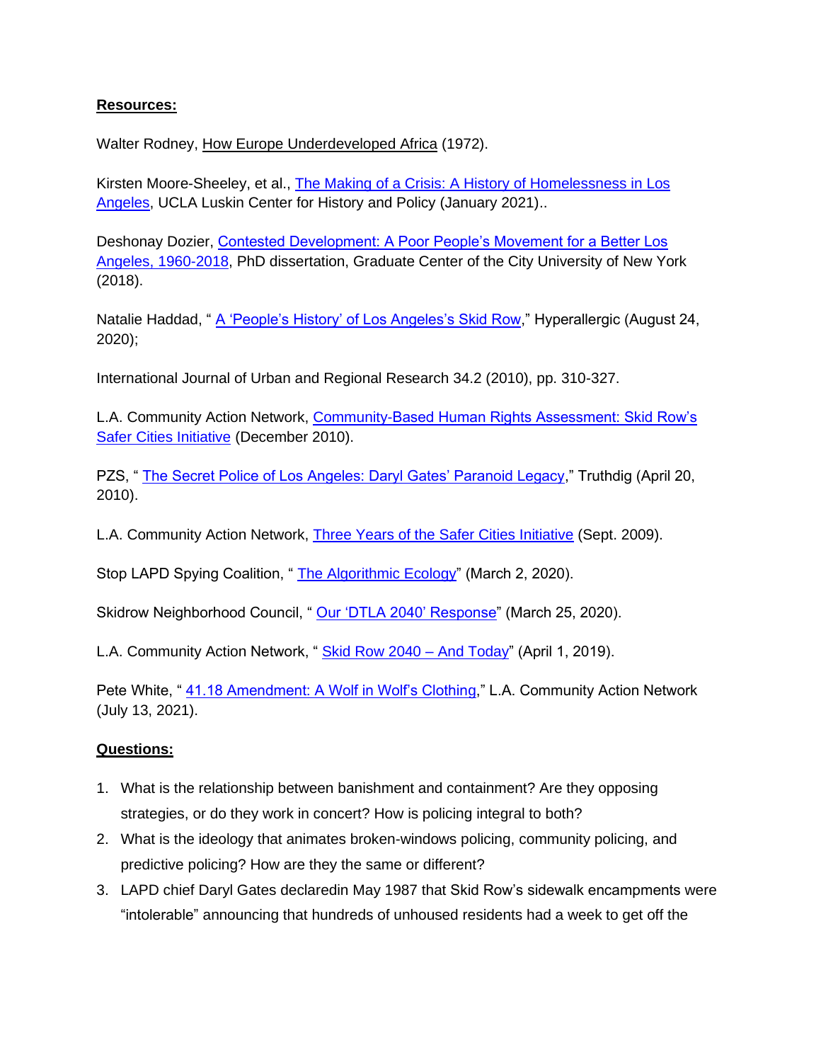**Resources:**

Walter Rodney, How Europe Underdeveloped Africa (1972).

Kirsten Moore-Sheeley, et al., The Making of a Crisis: A History of Homelessness in Los Angeles, UCLA Luskin Center for History and Policy (January 2021)..

Deshonay Dozier, Contested Development: A Poor People's Movement for a Better Los Angeles, 1960-2018, PhD dissertation, Graduate Center of the City University of New York (2018).

Natalie Haddad, " A 'People's History' of Los Angeles's Skid Row," Hyperallergic (August 24, 2020);

International Journal of Urban and Regional Research 34.2 (2010), pp. 310-327.

L.A. Community Action Network, Community-Based Human Rights Assessment: Skid Row's Safer Cities Initiative (December 2010).

PZS, " The Secret Police of Los Angeles: Daryl Gates' Paranoid Legacy," Truthdig (April 20, 2010).

L.A. Community Action Network, Three Years of the Safer Cities Initiative (Sept. 2009).

Stop LAPD Spying Coalition, " The Algorithmic Ecology" (March 2, 2020).

Skidrow Neighborhood Council, " Our 'DTLA 2040' Response" (March 25, 2020).

L.A. Community Action Network, " Skid Row 2040 – And Today" (April 1, 2019).

Pete White, " 41.18 Amendment: A Wolf in Wolf's Clothing," L.A. Community Action Network (July 13, 2021).

**Questions:**

1. What is the relationship between banishment and containment? Are they opposing strategies, or do they work in concert? How is policing integral to both?
2. What is the ideology that animates broken-windows policing, community policing, and predictive policing? How are they the same or different?
3. LAPD chief Daryl Gates declaredin May 1987 that Skid Row's sidewalk encampments were "intolerable" announcing that hundreds of unhoused residents had a week to get off the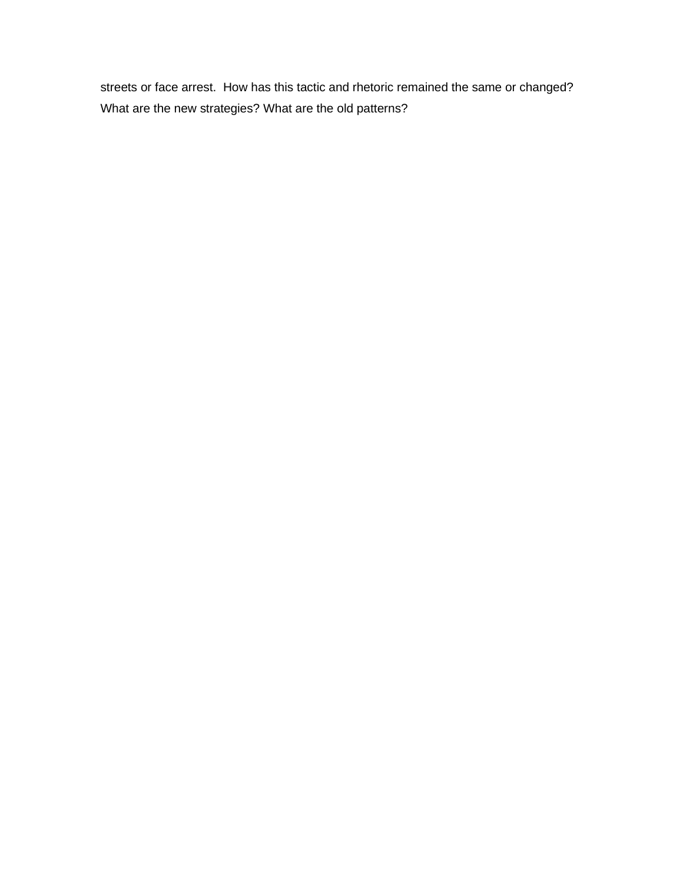streets or face arrest.  How has this tactic and rhetoric remained the same or changed? What are the new strategies? What are the old patterns?